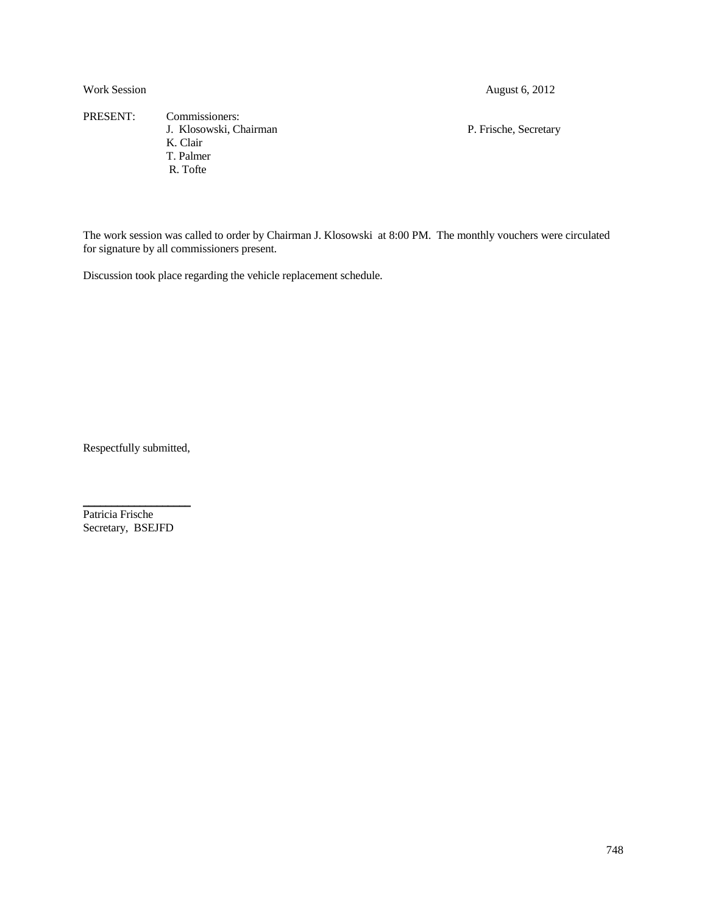Work Session August 6, 2012

PRESENT: Commissioners:
J. Klosowski, Chairman P. Frische, Secretary
K. Clair
T. Palmer
R. Tofte

The work session was called to order by Chairman J. Klosowski at 8:00 PM. The monthly vouchers were circulated for signature by all commissioners present.

Discussion took place regarding the vehicle replacement schedule.

Respectfully submitted,

\_\_\_\_\_\_\_\_\_\_\_\_\_\_\_\_\_\_
Patricia Frische
Secretary, BSEJFD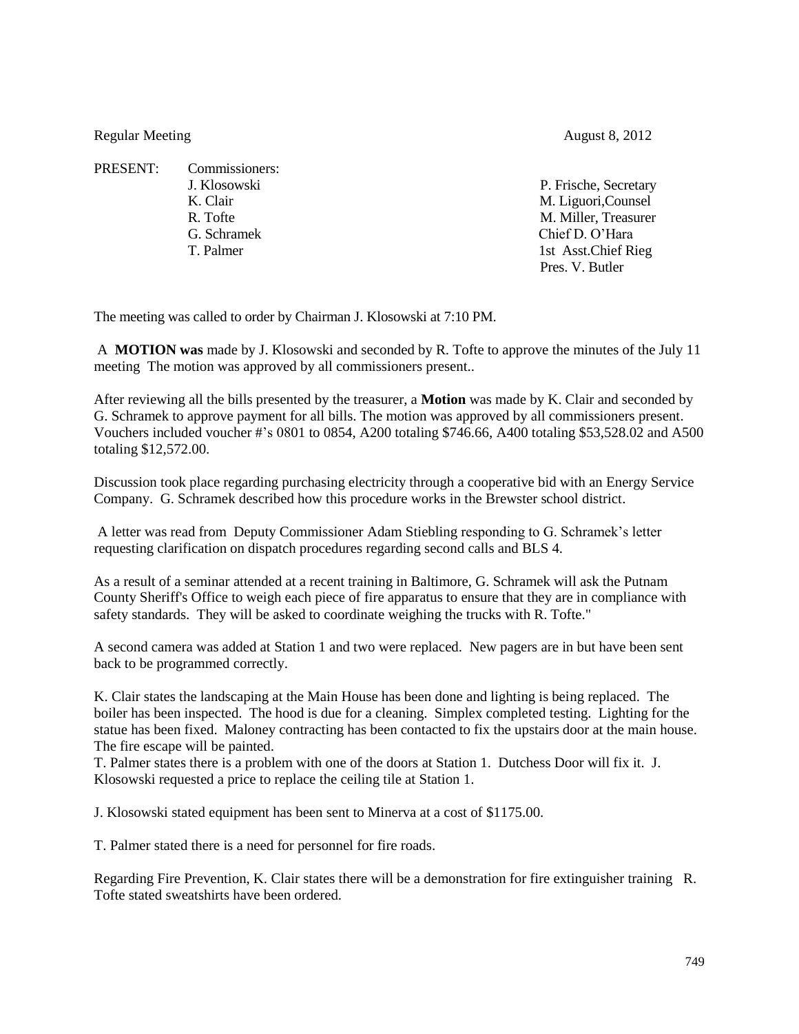Regular Meeting August 8, 2012

PRESENT: Commissioners:

| Commissioners | Others |
| --- | --- |
| J. Klosowski | P. Frische, Secretary |
| K. Clair | M. Liguori,Counsel |
| R. Tofte | M. Miller, Treasurer |
| G. Schramek | Chief D. O'Hara |
| T. Palmer | 1st Asst.Chief Rieg |
| | Pres. V. Butler |

The meeting was called to order by Chairman J. Klosowski at 7:10 PM.

A **MOTION was** made by J. Klosowski and seconded by R. Tofte to approve the minutes of the July 11 meeting The motion was approved by all commissioners present..

After reviewing all the bills presented by the treasurer, a **Motion** was made by K. Clair and seconded by G. Schramek to approve payment for all bills. The motion was approved by all commissioners present. Vouchers included voucher #'s 0801 to 0854, A200 totaling $746.66, A400 totaling $53,528.02 and A500 totaling $12,572.00.

Discussion took place regarding purchasing electricity through a cooperative bid with an Energy Service Company. G. Schramek described how this procedure works in the Brewster school district.

A letter was read from Deputy Commissioner Adam Stiebling responding to G. Schramek's letter requesting clarification on dispatch procedures regarding second calls and BLS 4.

As a result of a seminar attended at a recent training in Baltimore, G. Schramek will ask the Putnam County Sheriff's Office to weigh each piece of fire apparatus to ensure that they are in compliance with safety standards. They will be asked to coordinate weighing the trucks with R. Tofte."

A second camera was added at Station 1 and two were replaced. New pagers are in but have been sent back to be programmed correctly.

K. Clair states the landscaping at the Main House has been done and lighting is being replaced. The boiler has been inspected. The hood is due for a cleaning. Simplex completed testing. Lighting for the statue has been fixed. Maloney contracting has been contacted to fix the upstairs door at the main house. The fire escape will be painted.

T. Palmer states there is a problem with one of the doors at Station 1. Dutchess Door will fix it. J. Klosowski requested a price to replace the ceiling tile at Station 1.

J. Klosowski stated equipment has been sent to Minerva at a cost of $1175.00.

T. Palmer stated there is a need for personnel for fire roads.

Regarding Fire Prevention, K. Clair states there will be a demonstration for fire extinguisher training R. Tofte stated sweatshirts have been ordered.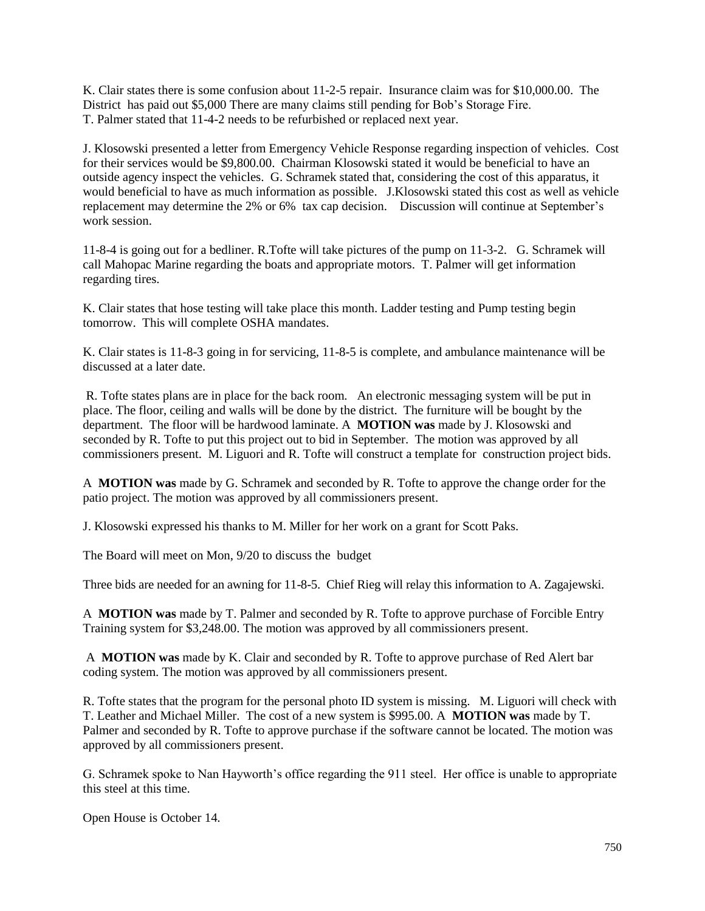K. Clair states there is some confusion about 11-2-5 repair. Insurance claim was for $10,000.00. The District has paid out $5,000 There are many claims still pending for Bob's Storage Fire.
T. Palmer stated that 11-4-2 needs to be refurbished or replaced next year.

J. Klosowski presented a letter from Emergency Vehicle Response regarding inspection of vehicles. Cost for their services would be $9,800.00. Chairman Klosowski stated it would be beneficial to have an outside agency inspect the vehicles. G. Schramek stated that, considering the cost of this apparatus, it would beneficial to have as much information as possible. J.Klosowski stated this cost as well as vehicle replacement may determine the 2% or 6% tax cap decision. Discussion will continue at September's work session.

11-8-4 is going out for a bedliner. R.Tofte will take pictures of the pump on 11-3-2. G. Schramek will call Mahopac Marine regarding the boats and appropriate motors. T. Palmer will get information regarding tires.

K. Clair states that hose testing will take place this month. Ladder testing and Pump testing begin tomorrow. This will complete OSHA mandates.

K. Clair states is 11-8-3 going in for servicing, 11-8-5 is complete, and ambulance maintenance will be discussed at a later date.

R. Tofte states plans are in place for the back room. An electronic messaging system will be put in place. The floor, ceiling and walls will be done by the district. The furniture will be bought by the department. The floor will be hardwood laminate. A **MOTION was** made by J. Klosowski and seconded by R. Tofte to put this project out to bid in September. The motion was approved by all commissioners present. M. Liguori and R. Tofte will construct a template for construction project bids.

A **MOTION was** made by G. Schramek and seconded by R. Tofte to approve the change order for the patio project. The motion was approved by all commissioners present.

J. Klosowski expressed his thanks to M. Miller for her work on a grant for Scott Paks.

The Board will meet on Mon, 9/20 to discuss the budget

Three bids are needed for an awning for 11-8-5. Chief Rieg will relay this information to A. Zagajewski.

A **MOTION was** made by T. Palmer and seconded by R. Tofte to approve purchase of Forcible Entry Training system for $3,248.00. The motion was approved by all commissioners present.

A **MOTION was** made by K. Clair and seconded by R. Tofte to approve purchase of Red Alert bar coding system. The motion was approved by all commissioners present.

R. Tofte states that the program for the personal photo ID system is missing. M. Liguori will check with T. Leather and Michael Miller. The cost of a new system is $995.00. A **MOTION was** made by T. Palmer and seconded by R. Tofte to approve purchase if the software cannot be located. The motion was approved by all commissioners present.

G. Schramek spoke to Nan Hayworth's office regarding the 911 steel. Her office is unable to appropriate this steel at this time.

Open House is October 14.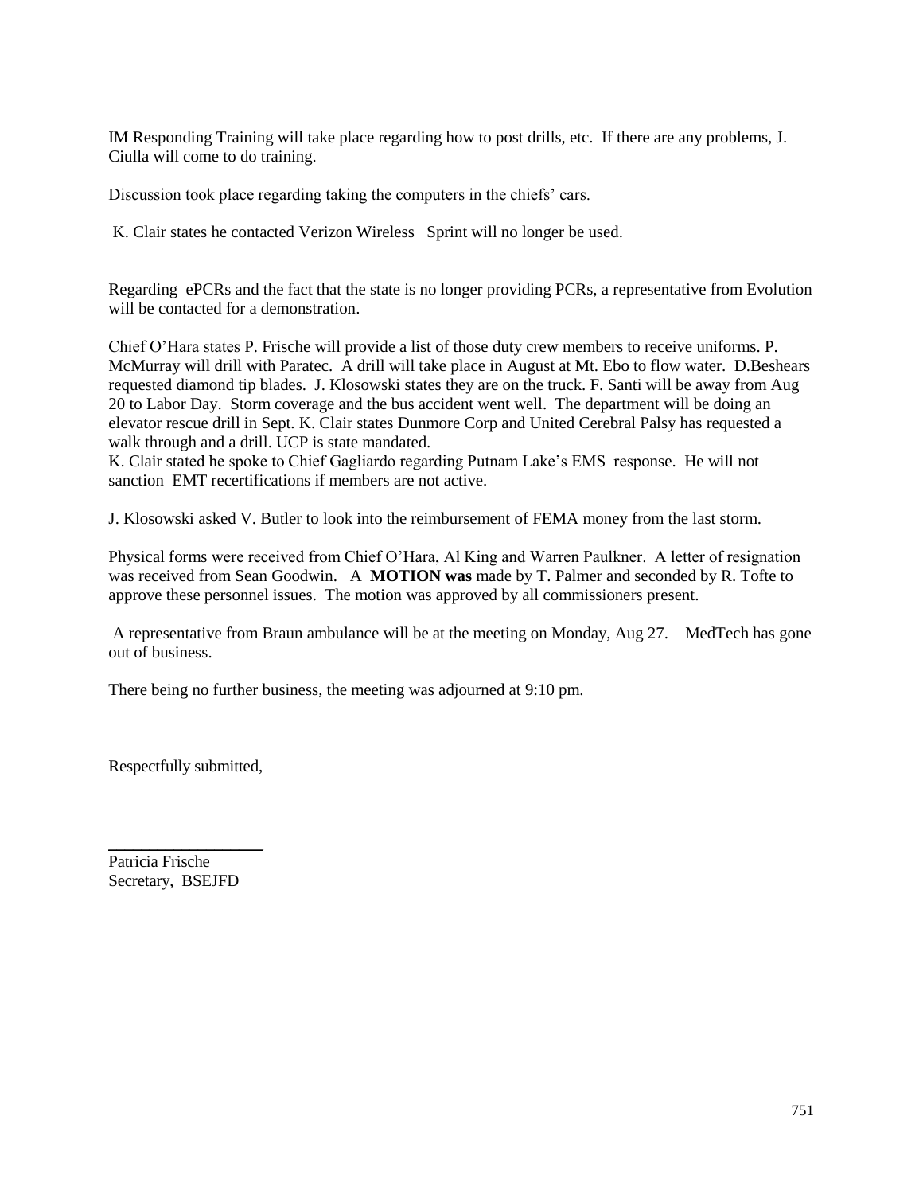IM Responding Training will take place regarding how to post drills, etc. If there are any problems, J. Ciulla will come to do training.

Discussion took place regarding taking the computers in the chiefs' cars.

K. Clair states he contacted Verizon Wireless Sprint will no longer be used.

Regarding ePCRs and the fact that the state is no longer providing PCRs, a representative from Evolution will be contacted for a demonstration.

Chief O'Hara states P. Frische will provide a list of those duty crew members to receive uniforms. P. McMurray will drill with Paratec. A drill will take place in August at Mt. Ebo to flow water. D.Beshears requested diamond tip blades. J. Klosowski states they are on the truck. F. Santi will be away from Aug 20 to Labor Day. Storm coverage and the bus accident went well. The department will be doing an elevator rescue drill in Sept. K. Clair states Dunmore Corp and United Cerebral Palsy has requested a walk through and a drill. UCP is state mandated.
K. Clair stated he spoke to Chief Gagliardo regarding Putnam Lake's EMS response. He will not sanction EMT recertifications if members are not active.

J. Klosowski asked V. Butler to look into the reimbursement of FEMA money from the last storm.

Physical forms were received from Chief O'Hara, Al King and Warren Paulkner. A letter of resignation was received from Sean Goodwin. A **MOTION was** made by T. Palmer and seconded by R. Tofte to approve these personnel issues. The motion was approved by all commissioners present.

A representative from Braun ambulance will be at the meeting on Monday, Aug 27. MedTech has gone out of business.

There being no further business, the meeting was adjourned at 9:10 pm.

Respectfully submitted,

\_\_\_\_\_\_\_\_\_\_\_\_\_\_\_\_\_\_\_\_

Patricia Frische
Secretary, BSEJFD